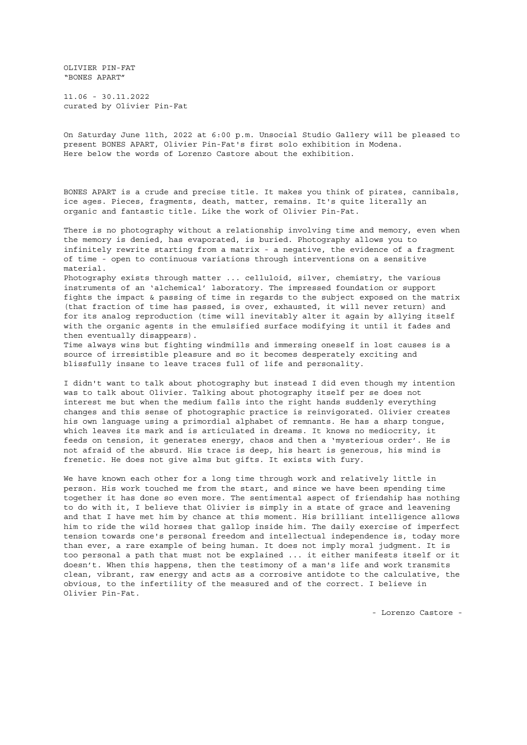OLIVIER PIN-FAT
"BONES APART"

11.06 - 30.11.2022
curated by Olivier Pin-Fat

On Saturday June 11th, 2022 at 6:00 p.m. Unsocial Studio Gallery will be pleased to present BONES APART, Olivier Pin-Fat's first solo exhibition in Modena.
Here below the words of Lorenzo Castore about the exhibition.

BONES APART is a crude and precise title. It makes you think of pirates, cannibals, ice ages. Pieces, fragments, death, matter, remains. It's quite literally an organic and fantastic title. Like the work of Olivier Pin-Fat.

There is no photography without a relationship involving time and memory, even when the memory is denied, has evaporated, is buried. Photography allows you to infinitely rewrite starting from a matrix - a negative, the evidence of a fragment of time - open to continuous variations through interventions on a sensitive material.
Photography exists through matter ... celluloid, silver, chemistry, the various instruments of an 'alchemical' laboratory. The impressed foundation or support fights the impact & passing of time in regards to the subject exposed on the matrix (that fraction of time has passed, is over, exhausted, it will never return) and for its analog reproduction (time will inevitably alter it again by allying itself with the organic agents in the emulsified surface modifying it until it fades and then eventually disappears).
Time always wins but fighting windmills and immersing oneself in lost causes is a source of irresistible pleasure and so it becomes desperately exciting and blissfully insane to leave traces full of life and personality.

I didn't want to talk about photography but instead I did even though my intention was to talk about Olivier. Talking about photography itself per se does not interest me but when the medium falls into the right hands suddenly everything changes and this sense of photographic practice is reinvigorated. Olivier creates his own language using a primordial alphabet of remnants. He has a sharp tongue, which leaves its mark and is articulated in dreams. It knows no mediocrity, it feeds on tension, it generates energy, chaos and then a 'mysterious order'. He is not afraid of the absurd. His trace is deep, his heart is generous, his mind is frenetic. He does not give alms but gifts. It exists with fury.

We have known each other for a long time through work and relatively little in person. His work touched me from the start, and since we have been spending time together it has done so even more. The sentimental aspect of friendship has nothing to do with it, I believe that Olivier is simply in a state of grace and leavening and that I have met him by chance at this moment. His brilliant intelligence allows him to ride the wild horses that gallop inside him. The daily exercise of imperfect tension towards one's personal freedom and intellectual independence is, today more than ever, a rare example of being human. It does not imply moral judgment. It is too personal a path that must not be explained ... it either manifests itself or it doesn't. When this happens, then the testimony of a man's life and work transmits clean, vibrant, raw energy and acts as a corrosive antidote to the calculative, the obvious, to the infertility of the measured and of the correct. I believe in Olivier Pin-Fat.

- Lorenzo Castore -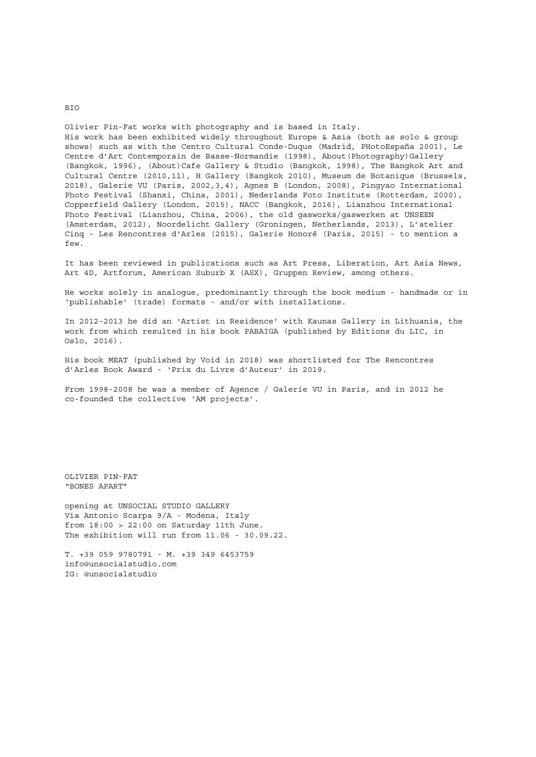BIO

Olivier Pin-Fat works with photography and is based in Italy.
His work has been exhibited widely throughout Europe & Asia (both as solo & group shows) such as with the Centro Cultural Conde-Duque (Madrid, PHotoEspaña 2001), Le Centre d'Art Contemporain de Basse-Normandie (1998), About(Photography)Gallery (Bangkok, 1996), (About)Cafe Gallery & Studio (Bangkok, 1998), The Bangkok Art and Cultural Centre (2010,11), H Gallery (Bangkok 2010), Museum de Botanique (Brussels, 2018), Galerie VU (Paris, 2002,3,4), Agnes B (London, 2008), Pingyao International Photo Festival (Shanxi, China, 2001), Nederlands Foto Institute (Rotterdam, 2000), Copperfield Gallery (London, 2015), NACC (Bangkok, 2016), Lianzhou International Photo Festival (Lianzhou, China, 2006), the old gasworks/gaswerken at UNSEEN (Amsterdam, 2012), Noordelicht Gallery (Groningen, Netherlands, 2013), L'atelier Cinq - Les Rencontres d'Arles (2015), Galerie Honoré (Paris, 2015) - to mention a few.

It has been reviewed in publications such as Art Press, Liberation, Art Asia News, Art 4D, Artforum, American Suburb X (ASX), Gruppen Review, among others.

He works solely in analogue, predominantly through the book medium - handmade or in 'publishable' (trade) formats - and/or with installations.

In 2012-2013 he did an 'Artist in Residence' with Kaunas Gallery in Lithuania, the work from which resulted in his book PABAIGA (published by Editions du LIC, in Oslo, 2016).

His book MEAT (published by Void in 2018) was shortlisted for The Rencontres d'Arles Book Award - 'Prix du Livre d'Auteur' in 2019.

From 1998-2008 he was a member of Agence / Galerie VU in Paris, and in 2012 he co-founded the collective 'AM projects'.

OLIVIER PIN-FAT
"BONES APART"

opening at UNSOCIAL STUDIO GALLERY
Via Antonio Scarpa 9/A - Modena, Italy
from 18:00 > 22:00 on Saturday 11th June.
The exhibition will run from 11.06 - 30.09.22.

T. +39 059 9780791 - M. +39 349 6453759
info@unsocialstudio.com
IG: @unsocialstudio